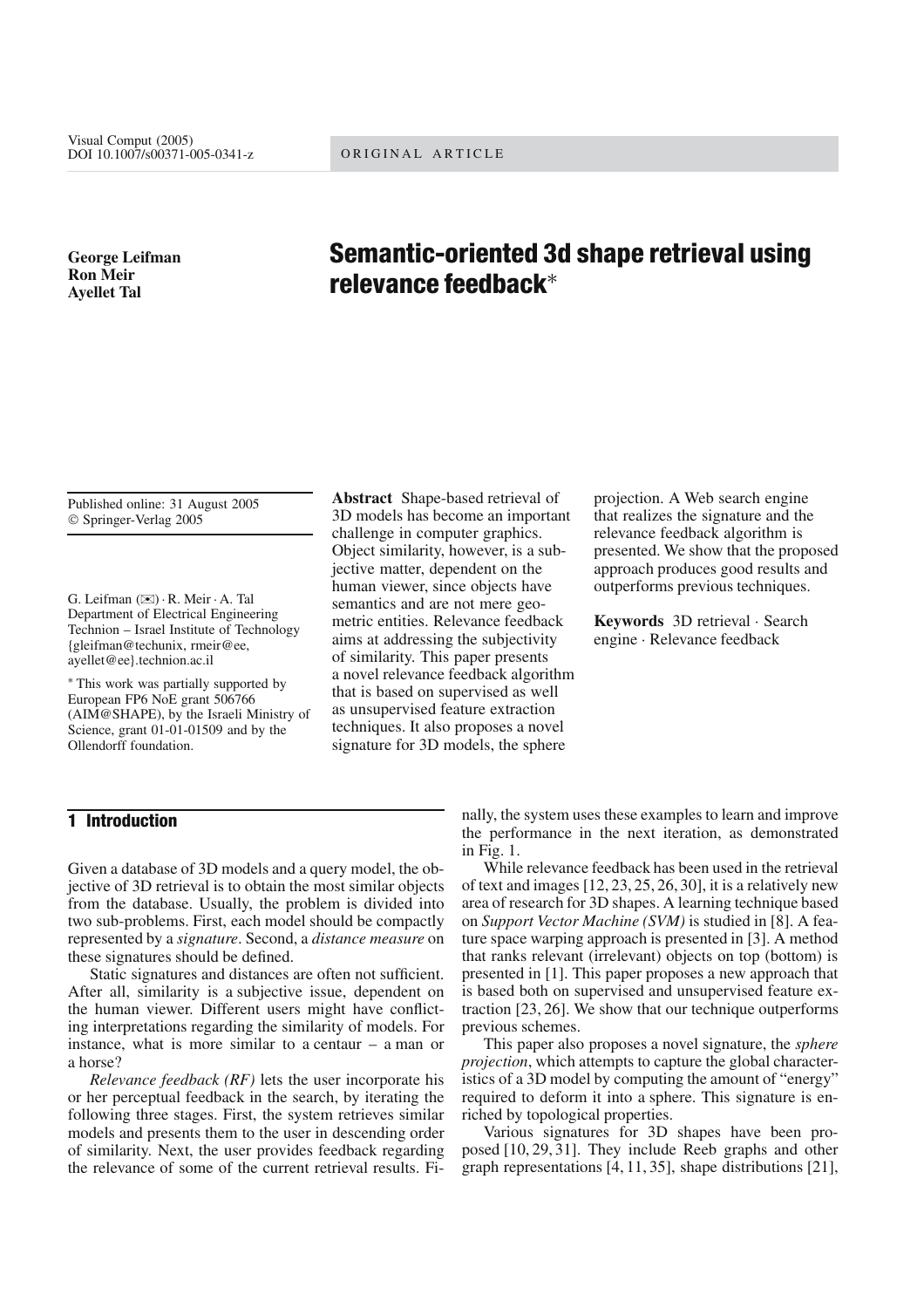ORIGINAL ARTICLE

**George Leifman**
**Ron Meir**
**Ayellet Tal**

# Semantic-oriented 3d shape retrieval using relevance feedback*

Published online: 31 August 2005
© Springer-Verlag 2005

G. Leifman (✉) · R. Meir · A. Tal
Department of Electrical Engineering
Technion – Israel Institute of Technology
{gleifman@techunix, rmeir@ee, ayellet@ee}.technion.ac.il

* This work was partially supported by European FP6 NoE grant 506766 (AIM@SHAPE), by the Israeli Ministry of Science, grant 01-01-01509 and by the Ollendorff foundation.

**Abstract** Shape-based retrieval of 3D models has become an important challenge in computer graphics. Object similarity, however, is a subjective matter, dependent on the human viewer, since objects have semantics and are not mere geometric entities. Relevance feedback aims at addressing the subjectivity of similarity. This paper presents a novel relevance feedback algorithm that is based on supervised as well as unsupervised feature extraction techniques. It also proposes a novel signature for 3D models, the sphere projection. A Web search engine that realizes the signature and the relevance feedback algorithm is presented. We show that the proposed approach produces good results and outperforms previous techniques.

**Keywords** 3D retrieval · Search engine · Relevance feedback

## 1 Introduction

Given a database of 3D models and a query model, the objective of 3D retrieval is to obtain the most similar objects from the database. Usually, the problem is divided into two sub-problems. First, each model should be compactly represented by a *signature*. Second, a *distance measure* on these signatures should be defined.

Static signatures and distances are often not sufficient. After all, similarity is a subjective issue, dependent on the human viewer. Different users might have conflicting interpretations regarding the similarity of models. For instance, what is more similar to a centaur – a man or a horse?

*Relevance feedback (RF)* lets the user incorporate his or her perceptual feedback in the search, by iterating the following three stages. First, the system retrieves similar models and presents them to the user in descending order of similarity. Next, the user provides feedback regarding the relevance of some of the current retrieval results. Finally, the system uses these examples to learn and improve the performance in the next iteration, as demonstrated in Fig. 1.

While relevance feedback has been used in the retrieval of text and images [12, 23, 25, 26, 30], it is a relatively new area of research for 3D shapes. A learning technique based on *Support Vector Machine (SVM)* is studied in [8]. A feature space warping approach is presented in [3]. A method that ranks relevant (irrelevant) objects on top (bottom) is presented in [1]. This paper proposes a new approach that is based both on supervised and unsupervised feature extraction [23, 26]. We show that our technique outperforms previous schemes.

This paper also proposes a novel signature, the *sphere projection*, which attempts to capture the global characteristics of a 3D model by computing the amount of "energy" required to deform it into a sphere. This signature is enriched by topological properties.

Various signatures for 3D shapes have been proposed [10, 29, 31]. They include Reeb graphs and other graph representations [4, 11, 35], shape distributions [21],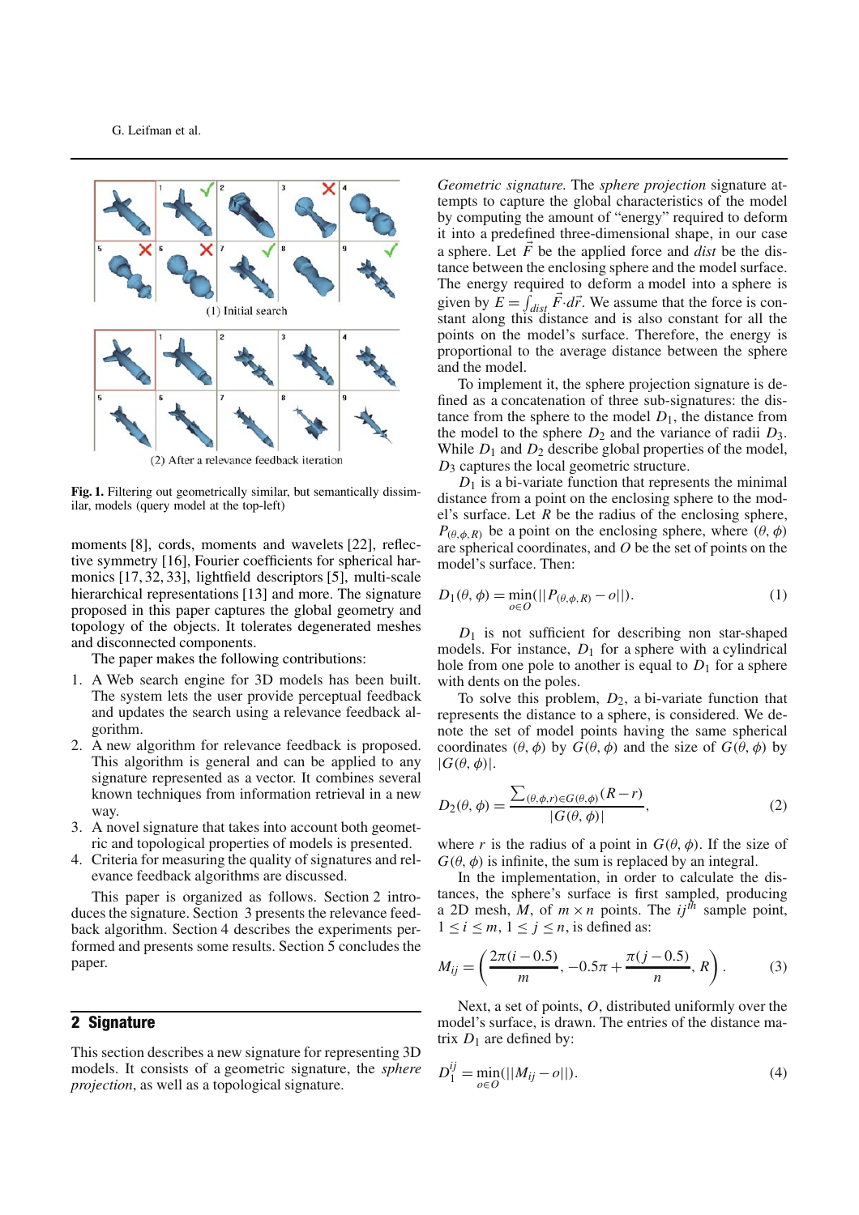(1) Initial search

(2) After a relevance feedback iteration

**Fig. 1.** Filtering out geometrically similar, but semantically dissimilar, models (query model at the top-left)

moments [8], cords, moments and wavelets [22], reflective symmetry [16], Fourier coefficients for spherical harmonics [17, 32, 33], lightfield descriptors [5], multi-scale hierarchical representations [13] and more. The signature proposed in this paper captures the global geometry and topology of the objects. It tolerates degenerated meshes and disconnected components.

The paper makes the following contributions:

1. A Web search engine for 3D models has been built. The system lets the user provide perceptual feedback and updates the search using a relevance feedback algorithm.
2. A new algorithm for relevance feedback is proposed. This algorithm is general and can be applied to any signature represented as a vector. It combines several known techniques from information retrieval in a new way.
3. A novel signature that takes into account both geometric and topological properties of models is presented.
4. Criteria for measuring the quality of signatures and relevance feedback algorithms are discussed.

This paper is organized as follows. Section 2 introduces the signature. Section 3 presents the relevance feedback algorithm. Section 4 describes the experiments performed and presents some results. Section 5 concludes the paper.

## 2 Signature

This section describes a new signature for representing 3D models. It consists of a geometric signature, the *sphere projection*, as well as a topological signature.

*Geometric signature.* The *sphere projection* signature attempts to capture the global characteristics of the model by computing the amount of "energy" required to deform it into a predefined three-dimensional shape, in our case a sphere. Let $\vec{F}$ be the applied force and *dist* be the distance between the enclosing sphere and the model surface. The energy required to deform a model into a sphere is given by $E = \int_{dist} \vec{F} \cdot d\vec{r}$. We assume that the force is constant along this distance and is also constant for all the points on the model's surface. Therefore, the energy is proportional to the average distance between the sphere and the model.

To implement it, the sphere projection signature is defined as a concatenation of three sub-signatures: the distance from the sphere to the model $D_1$, the distance from the model to the sphere $D_2$ and the variance of radii $D_3$. While $D_1$ and $D_2$ describe global properties of the model, $D_3$ captures the local geometric structure.

$D_1$ is a bi-variate function that represents the minimal distance from a point on the enclosing sphere to the model's surface. Let $R$ be the radius of the enclosing sphere, $P_{(\theta,\phi,R)}$ be a point on the enclosing sphere, where $(\theta, \phi)$ are spherical coordinates, and $O$ be the set of points on the model's surface. Then:

$$D_1(\theta, \phi) = \min_{o \in O}(||P_{(\theta,\phi,R)} - o||). \tag{1}$$

$D_1$ is not sufficient for describing non star-shaped models. For instance, $D_1$ for a sphere with a cylindrical hole from one pole to another is equal to $D_1$ for a sphere with dents on the poles.

To solve this problem, $D_2$, a bi-variate function that represents the distance to a sphere, is considered. We denote the set of model points having the same spherical coordinates $(\theta, \phi)$ by $G(\theta, \phi)$ and the size of $G(\theta, \phi)$ by $|G(\theta, \phi)|$.

$$D_2(\theta, \phi) = \frac{\sum_{(\theta,\phi,r) \in G(\theta,\phi)} (R - r)}{|G(\theta, \phi)|}, \tag{2}$$

where $r$ is the radius of a point in $G(\theta, \phi)$. If the size of $G(\theta, \phi)$ is infinite, the sum is replaced by an integral.

In the implementation, in order to calculate the distances, the sphere's surface is first sampled, producing a 2D mesh, $M$, of $m \times n$ points. The $ij^{th}$ sample point, $1 \leq i \leq m$, $1 \leq j \leq n$, is defined as:

$$M_{ij} = \left( \frac{2\pi(i - 0.5)}{m}, -0.5\pi + \frac{\pi(j - 0.5)}{n}, R \right). \tag{3}$$

Next, a set of points, $O$, distributed uniformly over the model's surface, is drawn. The entries of the distance matrix $D_1$ are defined by:

$$D_1^{ij} = \min_{o \in O}(||M_{ij} - o||). \tag{4}$$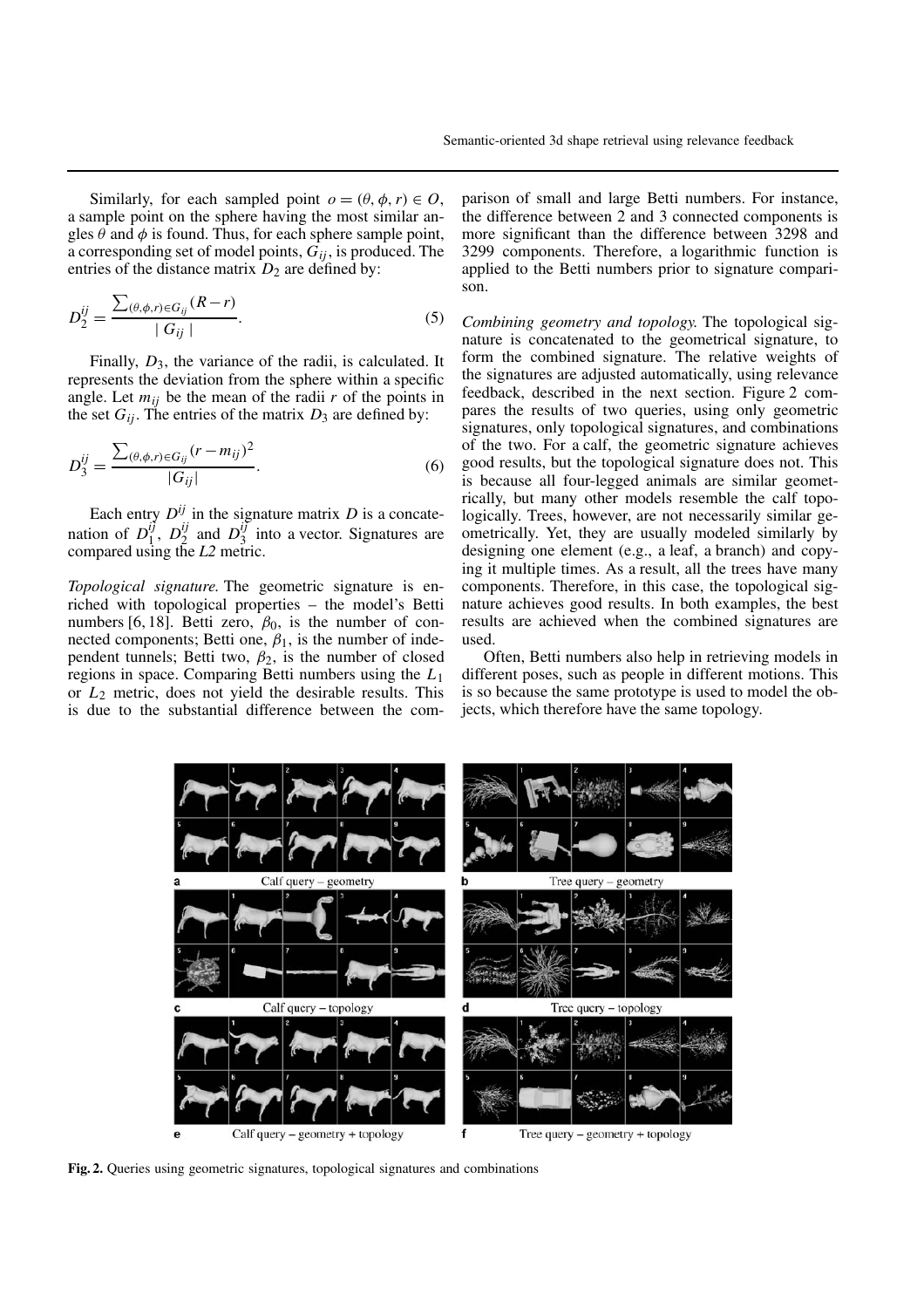Similarly, for each sampled point $o = (\theta, \phi, r) \in O$, a sample point on the sphere having the most similar angles $\theta$ and $\phi$ is found. Thus, for each sphere sample point, a corresponding set of model points, $G_{ij}$, is produced. The entries of the distance matrix $D_2$ are defined by:

$$D_2^{ij} = \frac{\sum_{(\theta,\phi,r)\in G_{ij}} (R - r)}{|\ G_{ij}\ |}. \tag{5}$$

Finally, $D_3$, the variance of the radii, is calculated. It represents the deviation from the sphere within a specific angle. Let $m_{ij}$ be the mean of the radii $r$ of the points in the set $G_{ij}$. The entries of the matrix $D_3$ are defined by:

$$D_3^{ij} = \frac{\sum_{(\theta,\phi,r)\in G_{ij}} (r - m_{ij})^2}{|G_{ij}|}. \tag{6}$$

Each entry $D^{ij}$ in the signature matrix $D$ is a concatenation of $D_1^{ij}$, $D_2^{ij}$ and $D_3^{ij}$ into a vector. Signatures are compared using the $L2$ metric.

*Topological signature.* The geometric signature is enriched with topological properties – the model's Betti numbers [6, 18]. Betti zero, $\beta_0$, is the number of connected components; Betti one, $\beta_1$, is the number of independent tunnels; Betti two, $\beta_2$, is the number of closed regions in space. Comparing Betti numbers using the $L_1$ or $L_2$ metric, does not yield the desirable results. This is due to the substantial difference between the comparison of small and large Betti numbers. For instance, the difference between 2 and 3 connected components is more significant than the difference between 3298 and 3299 components. Therefore, a logarithmic function is applied to the Betti numbers prior to signature comparison.

*Combining geometry and topology.* The topological signature is concatenated to the geometrical signature, to form the combined signature. The relative weights of the signatures are adjusted automatically, using relevance feedback, described in the next section. Figure 2 compares the results of two queries, using only geometric signatures, only topological signatures, and combinations of the two. For a calf, the geometric signature achieves good results, but the topological signature does not. This is because all four-legged animals are similar geometrically, but many other models resemble the calf topologically. Trees, however, are not necessarily similar geometrically. Yet, they are usually modeled similarly by designing one element (e.g., a leaf, a branch) and copying it multiple times. As a result, all the trees have many components. Therefore, in this case, the topological signature achieves good results. In both examples, the best results are achieved when the combined signatures are used.

Often, Betti numbers also help in retrieving models in different poses, such as people in different motions. This is so because the same prototype is used to model the objects, which therefore have the same topology.

**Fig. 2.** Queries using geometric signatures, topological signatures and combinations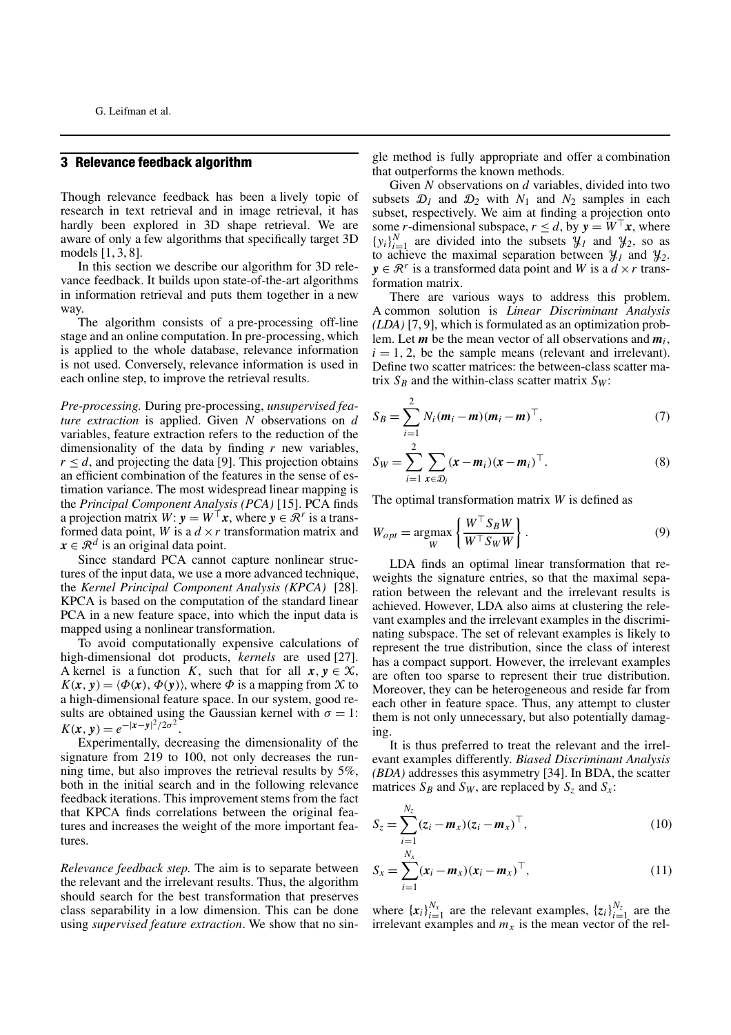## 3 Relevance feedback algorithm

Though relevance feedback has been a lively topic of research in text retrieval and in image retrieval, it has hardly been explored in 3D shape retrieval. We are aware of only a few algorithms that specifically target 3D models [1, 3, 8].

In this section we describe our algorithm for 3D relevance feedback. It builds upon state-of-the-art algorithms in information retrieval and puts them together in a new way.

The algorithm consists of a pre-processing off-line stage and an online computation. In pre-processing, which is applied to the whole database, relevance information is not used. Conversely, relevance information is used in each online step, to improve the retrieval results.

*Pre-processing.* During pre-processing, *unsupervised feature extraction* is applied. Given $N$ observations on $d$ variables, feature extraction refers to the reduction of the dimensionality of the data by finding $r$ new variables, $r \leq d$, and projecting the data [9]. This projection obtains an efficient combination of the features in the sense of estimation variance. The most widespread linear mapping is the *Principal Component Analysis (PCA)* [15]. PCA finds a projection matrix $W$: $\boldsymbol{y} = W^\top \boldsymbol{x}$, where $\boldsymbol{y} \in \mathcal{R}^r$ is a transformed data point, $W$ is a $d \times r$ transformation matrix and $\boldsymbol{x} \in \mathcal{R}^d$ is an original data point.

Since standard PCA cannot capture nonlinear structures of the input data, we use a more advanced technique, the *Kernel Principal Component Analysis (KPCA)* [28]. KPCA is based on the computation of the standard linear PCA in a new feature space, into which the input data is mapped using a nonlinear transformation.

To avoid computationally expensive calculations of high-dimensional dot products, *kernels* are used [27]. A kernel is a function $K$, such that for all $\boldsymbol{x}, \boldsymbol{y} \in \mathcal{X}$, $K(\boldsymbol{x}, \boldsymbol{y}) = \langle \Phi(\boldsymbol{x}), \Phi(\boldsymbol{y}) \rangle$, where $\Phi$ is a mapping from $\mathcal{X}$ to a high-dimensional feature space. In our system, good results are obtained using the Gaussian kernel with $\sigma = 1$: $K(\boldsymbol{x}, \boldsymbol{y}) = e^{-|\boldsymbol{x}-\boldsymbol{y}|^2/2\sigma^2}$.

Experimentally, decreasing the dimensionality of the signature from 219 to 100, not only decreases the running time, but also improves the retrieval results by 5%, both in the initial search and in the following relevance feedback iterations. This improvement stems from the fact that KPCA finds correlations between the original features and increases the weight of the more important features.

*Relevance feedback step.* The aim is to separate between the relevant and the irrelevant results. Thus, the algorithm should search for the best transformation that preserves class separability in a low dimension. This can be done using *supervised feature extraction*. We show that no single method is fully appropriate and offer a combination that outperforms the known methods.

Given $N$ observations on $d$ variables, divided into two subsets $\mathcal{D}_1$ and $\mathcal{D}_2$ with $N_1$ and $N_2$ samples in each subset, respectively. We aim at finding a projection onto some $r$-dimensional subspace, $r \leq d$, by $\boldsymbol{y} = W^\top \boldsymbol{x}$, where $\{y_i\}_{i=1}^N$ are divided into the subsets $\mathcal{Y}_1$ and $\mathcal{Y}_2$, so as to achieve the maximal separation between $\mathcal{Y}_1$ and $\mathcal{Y}_2$. $\boldsymbol{y} \in \mathcal{R}^r$ is a transformed data point and $W$ is a $d \times r$ transformation matrix.

There are various ways to address this problem. A common solution is *Linear Discriminant Analysis (LDA)* [7, 9], which is formulated as an optimization problem. Let $\boldsymbol{m}$ be the mean vector of all observations and $\boldsymbol{m}_i$, $i = 1, 2$, be the sample means (relevant and irrelevant). Define two scatter matrices: the between-class scatter matrix $S_B$ and the within-class scatter matrix $S_W$:

$$S_B = \sum_{i=1}^{2} N_i (\boldsymbol{m}_i - \boldsymbol{m})(\boldsymbol{m}_i - \boldsymbol{m})^\top, \tag{7}$$

$$S_W = \sum_{i=1}^{2} \sum_{\boldsymbol{x} \in \mathcal{D}_i} (\boldsymbol{x} - \boldsymbol{m}_i)(\boldsymbol{x} - \boldsymbol{m}_i)^\top. \tag{8}$$

The optimal transformation matrix $W$ is defined as

$$W_{opt} = \underset{W}{\operatorname{argmax}} \left\{ \frac{W^\top S_B W}{W^\top S_W W} \right\}. \tag{9}$$

LDA finds an optimal linear transformation that reweights the signature entries, so that the maximal separation between the relevant and the irrelevant results is achieved. However, LDA also aims at clustering the relevant examples and the irrelevant examples in the discriminating subspace. The set of relevant examples is likely to represent the true distribution, since the class of interest has a compact support. However, the irrelevant examples are often too sparse to represent their true distribution. Moreover, they can be heterogeneous and reside far from each other in feature space. Thus, any attempt to cluster them is not only unnecessary, but also potentially damaging.

It is thus preferred to treat the relevant and the irrelevant examples differently. *Biased Discriminant Analysis (BDA)* addresses this asymmetry [34]. In BDA, the scatter matrices $S_B$ and $S_W$, are replaced by $S_z$ and $S_x$:

$$S_z = \sum_{i=1}^{N_z} (z_i - \boldsymbol{m}_x)(z_i - \boldsymbol{m}_x)^\top, \tag{10}$$

$$S_x = \sum_{i=1}^{N_x} (\boldsymbol{x}_i - \boldsymbol{m}_x)(\boldsymbol{x}_i - \boldsymbol{m}_x)^\top, \tag{11}$$

where $\{\boldsymbol{x}_i\}_{i=1}^{N_x}$ are the relevant examples, $\{z_i\}_{i=1}^{N_z}$ are the irrelevant examples and $m_x$ is the mean vector of the rel-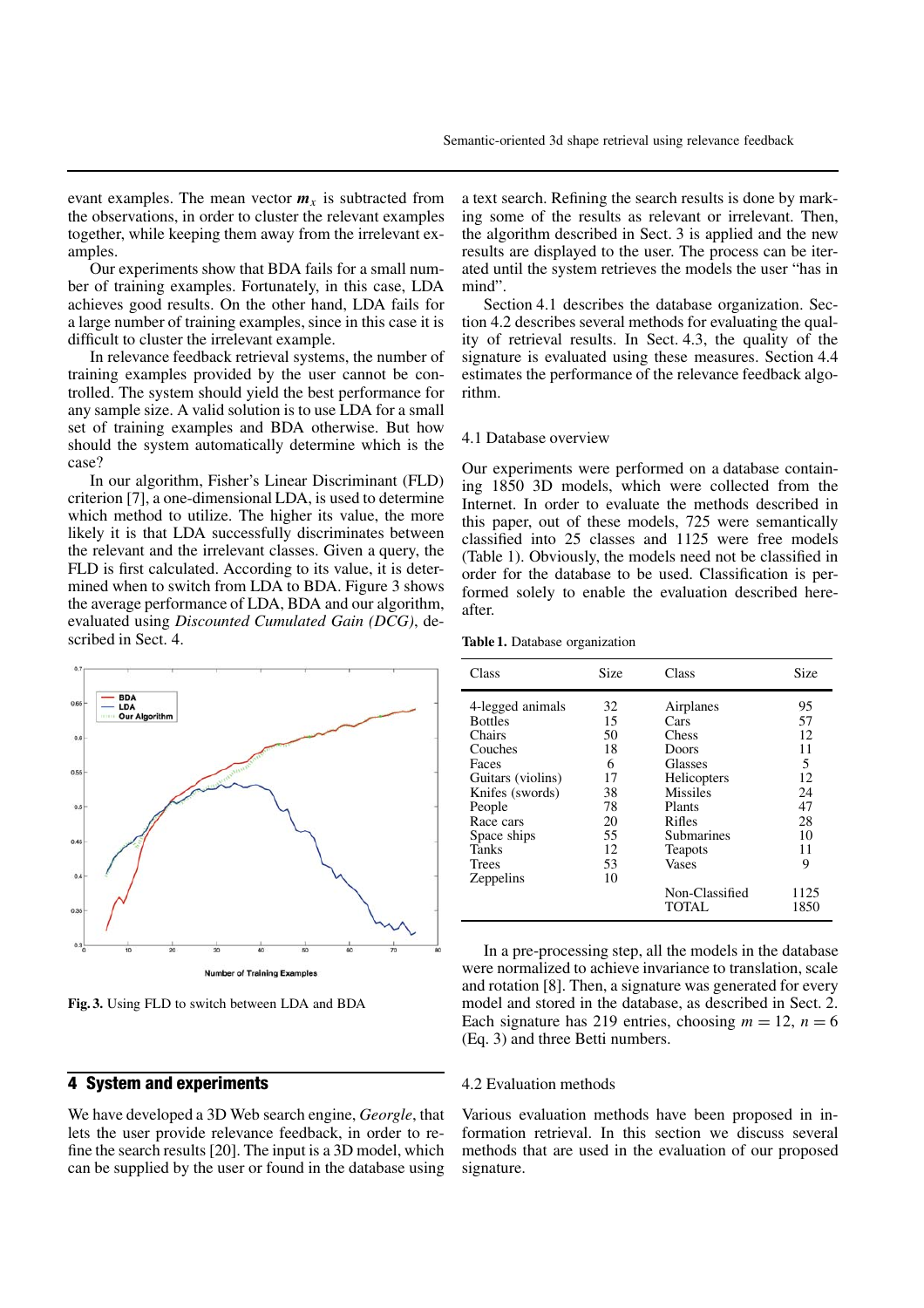evant examples. The mean vector $\boldsymbol{m}_x$ is subtracted from the observations, in order to cluster the relevant examples together, while keeping them away from the irrelevant examples.

Our experiments show that BDA fails for a small number of training examples. Fortunately, in this case, LDA achieves good results. On the other hand, LDA fails for a large number of training examples, since in this case it is difficult to cluster the irrelevant example.

In relevance feedback retrieval systems, the number of training examples provided by the user cannot be controlled. The system should yield the best performance for any sample size. A valid solution is to use LDA for a small set of training examples and BDA otherwise. But how should the system automatically determine which is the case?

In our algorithm, Fisher's Linear Discriminant (FLD) criterion [7], a one-dimensional LDA, is used to determine which method to utilize. The higher its value, the more likely it is that LDA successfully discriminates between the relevant and the irrelevant classes. Given a query, the FLD is first calculated. According to its value, it is determined when to switch from LDA to BDA. Figure 3 shows the average performance of LDA, BDA and our algorithm, evaluated using *Discounted Cumulated Gain (DCG)*, described in Sect. 4.

**Fig. 3.** Using FLD to switch between LDA and BDA

## 4 System and experiments

We have developed a 3D Web search engine, *Georgle*, that lets the user provide relevance feedback, in order to refine the search results [20]. The input is a 3D model, which can be supplied by the user or found in the database using a text search. Refining the search results is done by marking some of the results as relevant or irrelevant. Then, the algorithm described in Sect. 3 is applied and the new results are displayed to the user. The process can be iterated until the system retrieves the models the user "has in mind".

Section 4.1 describes the database organization. Section 4.2 describes several methods for evaluating the quality of retrieval results. In Sect. 4.3, the quality of the signature is evaluated using these measures. Section 4.4 estimates the performance of the relevance feedback algorithm.

### 4.1 Database overview

Our experiments were performed on a database containing 1850 3D models, which were collected from the Internet. In order to evaluate the methods described in this paper, out of these models, 725 were semantically classified into 25 classes and 1125 were free models (Table 1). Obviously, the models need not be classified in order for the database to be used. Classification is performed solely to enable the evaluation described hereafter.

**Table 1.** Database organization

| Class | Size | Class | Size |
|---|---|---|---|
| 4-legged animals | 32 | Airplanes | 95 |
| Bottles | 15 | Cars | 57 |
| Chairs | 50 | Chess | 12 |
| Couches | 18 | Doors | 11 |
| Faces | 6 | Glasses | 5 |
| Guitars (violins) | 17 | Helicopters | 12 |
| Knifs (swords) | 38 | Missiles | 24 |
| People | 78 | Plants | 47 |
| Race cars | 20 | Rifles | 28 |
| Space ships | 55 | Submarines | 10 |
| Tanks | 12 | Teapots | 11 |
| Trees | 53 | Vases | 9 |
| Zeppelins | 10 | | |
| | | Non-Classified | 1125 |
| | | TOTAL | 1850 |

In a pre-processing step, all the models in the database were normalized to achieve invariance to translation, scale and rotation [8]. Then, a signature was generated for every model and stored in the database, as described in Sect. 2. Each signature has 219 entries, choosing $m = 12$, $n = 6$ (Eq. 3) and three Betti numbers.

### 4.2 Evaluation methods

Various evaluation methods have been proposed in information retrieval. In this section we discuss several methods that are used in the evaluation of our proposed signature.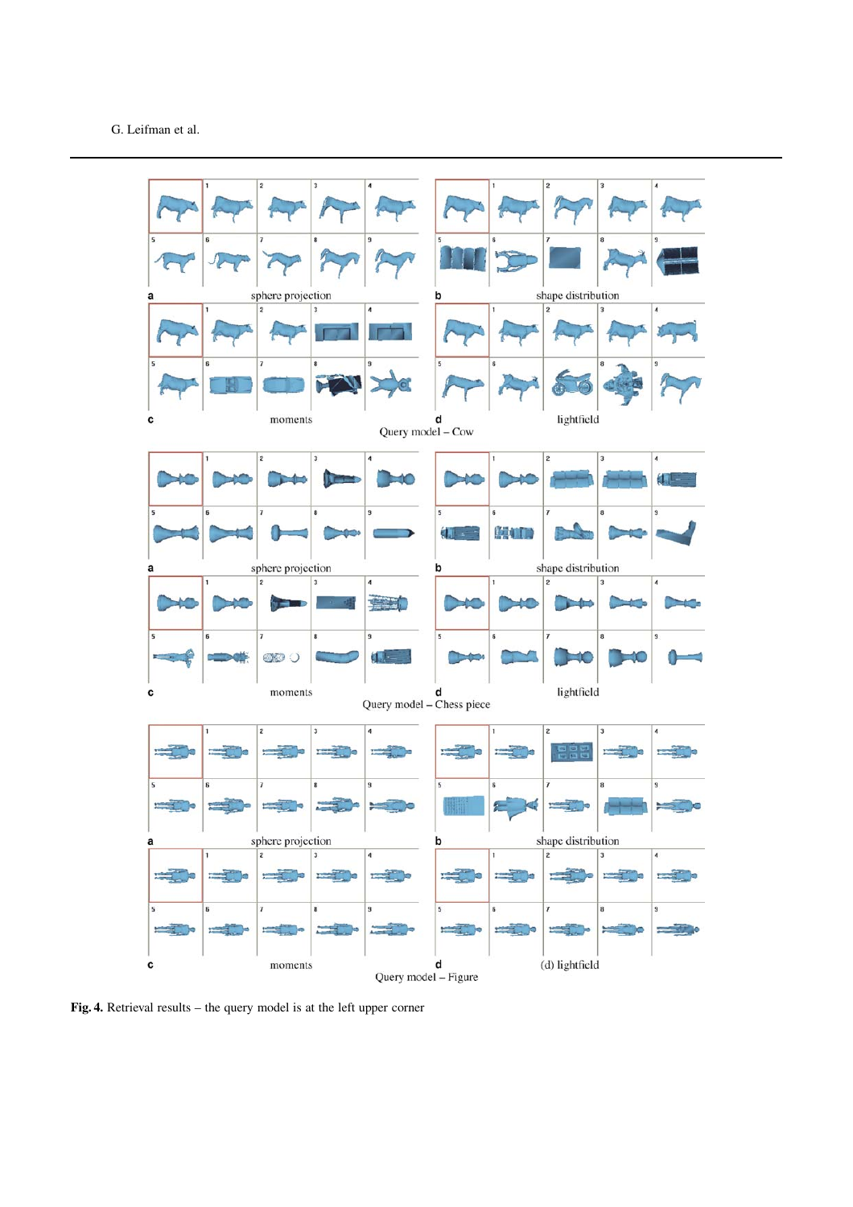Fig. 4. Retrieval results – the query model is at the left upper corner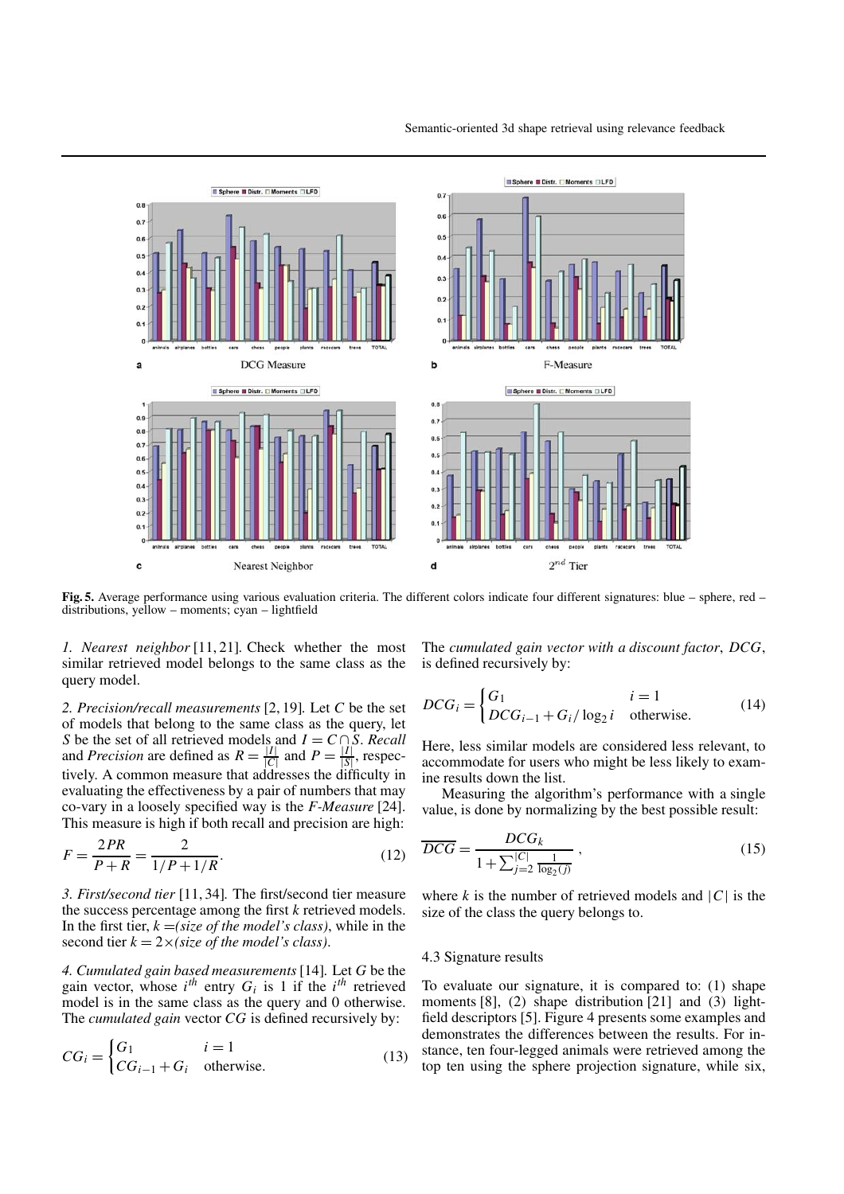**Fig. 5.** Average performance using various evaluation criteria. The different colors indicate four different signatures: blue – sphere, red – distributions, yellow – moments; cyan – lightfield

*1. Nearest neighbor* [11, 21]. Check whether the most similar retrieved model belongs to the same class as the query model.

*2. Precision/recall measurements* [2, 19]. Let $C$ be the set of models that belong to the same class as the query, let $S$ be the set of all retrieved models and $I = C \cap S$. *Recall* and *Precision* are defined as $R = \frac{|I|}{|C|}$ and $P = \frac{|I|}{|S|}$, respectively. A common measure that addresses the difficulty in evaluating the effectiveness by a pair of numbers that may co-vary in a loosely specified way is the *F-Measure* [24]. This measure is high if both recall and precision are high:

$$F = \frac{2PR}{P+R} = \frac{2}{1/P + 1/R}. \tag{12}$$

*3. First/second tier* [11, 34]. The first/second tier measure the success percentage among the first $k$ retrieved models. In the first tier, $k =$*(size of the model's class)*, while in the second tier $k = 2\times$*(size of the model's class)*.

*4. Cumulated gain based measurements* [14]. Let $G$ be the gain vector, whose $i^{th}$ entry $G_i$ is 1 if the $i^{th}$ retrieved model is in the same class as the query and 0 otherwise. The *cumulated gain* vector $CG$ is defined recursively by:

$$CG_i = \begin{cases} G_1 & i = 1 \\ CG_{i-1} + G_i & \text{otherwise.} \end{cases} \tag{13}$$

The *cumulated gain vector with a discount factor*, *DCG*, is defined recursively by:

$$DCG_i = \begin{cases} G_1 & i = 1 \\ DCG_{i-1} + G_i / \log_2 i & \text{otherwise.} \end{cases} \tag{14}$$

Here, less similar models are considered less relevant, to accommodate for users who might be less likely to examine results down the list.

Measuring the algorithm's performance with a single value, is done by normalizing by the best possible result:

$$\overline{DCG} = \frac{DCG_k}{1 + \sum_{j=2}^{|C|} \frac{1}{\log_2(j)}}, \tag{15}$$

where $k$ is the number of retrieved models and $|C|$ is the size of the class the query belongs to.

### 4.3 Signature results

To evaluate our signature, it is compared to: (1) shape moments [8], (2) shape distribution [21] and (3) lightfield descriptors [5]. Figure 4 presents some examples and demonstrates the differences between the results. For instance, ten four-legged animals were retrieved among the top ten using the sphere projection signature, while six,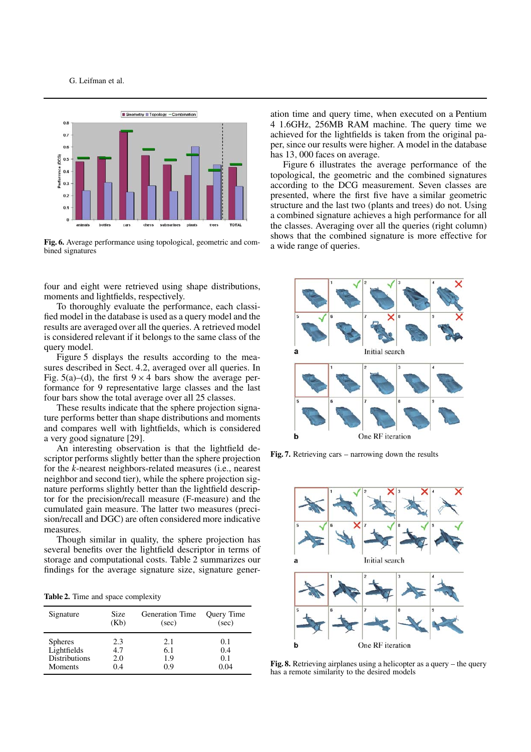Fig. 6. Average performance using topological, geometric and combined signatures

four and eight were retrieved using shape distributions, moments and lightfields, respectively.

To thoroughly evaluate the performance, each classified model in the database is used as a query model and the results are averaged over all the queries. A retrieved model is considered relevant if it belongs to the same class of the query model.

Figure 5 displays the results according to the measures described in Sect. 4.2, averaged over all queries. In Fig. 5(a)–(d), the first $9 \times 4$ bars show the average performance for 9 representative large classes and the last four bars show the total average over all 25 classes.

These results indicate that the sphere projection signature performs better than shape distributions and moments and compares well with lightfields, which is considered a very good signature [29].

An interesting observation is that the lightfield descriptor performs slightly better than the sphere projection for the *k*-nearest neighbors-related measures (i.e., nearest neighbor and second tier), while the sphere projection signature performs slightly better than the lightfield descriptor for the precision/recall measure (F-measure) and the cumulated gain measure. The latter two measures (precision/recall and DGC) are often considered more indicative measures.

Though similar in quality, the sphere projection has several benefits over the lightfield descriptor in terms of storage and computational costs. Table 2 summarizes our findings for the average signature size, signature generation time and query time, when executed on a Pentium 4 1.6GHz, 256MB RAM machine. The query time we achieved for the lightfields is taken from the original paper, since our results were higher. A model in the database has 13, 000 faces on average.

**Table 2.** Time and space complexity

| Signature | Size (Kb) | Generation Time (sec) | Query Time (sec) |
|---|---|---|---|
| Spheres | 2.3 | 2.1 | 0.1 |
| Lightfields | 4.7 | 6.1 | 0.4 |
| Distributions | 2.0 | 1.9 | 0.1 |
| Moments | 0.4 | 0.9 | 0.04 |

Figure 6 illustrates the average performance of the topological, the geometric and the combined signatures according to the DCG measurement. Seven classes are presented, where the first five have a similar geometric structure and the last two (plants and trees) do not. Using a combined signature achieves a high performance for all the classes. Averaging over all the queries (right column) shows that the combined signature is more effective for a wide range of queries.

**Fig. 7.** Retrieving cars – narrowing down the results

**Fig. 8.** Retrieving airplanes using a helicopter as a query – the query has a remote similarity to the desired models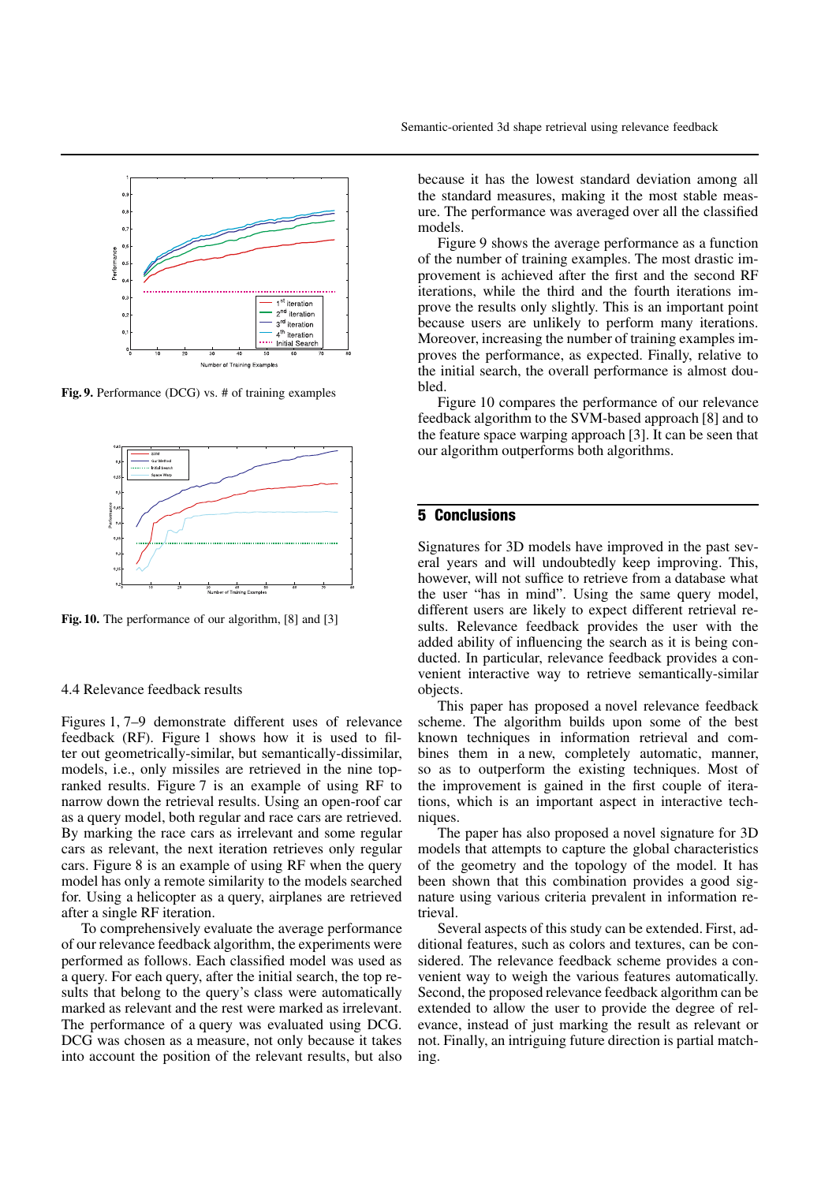Performance

Number of Training Examples

1st iteration
2nd iteration
3rd iteration
4th iteration
Initial Search

**Fig. 9.** Performance (DCG) vs. # of training examples

SVM
Our Method
Initial Search
Space Warp

Performance

Number of Training Examples

**Fig. 10.** The performance of our algorithm, [8] and [3]

### 4.4 Relevance feedback results

Figures 1, 7–9 demonstrate different uses of relevance feedback (RF). Figure 1 shows how it is used to filter out geometrically-similar, but semantically-dissimilar, models, i.e., only missiles are retrieved in the nine top-ranked results. Figure 7 is an example of using RF to narrow down the retrieval results. Using an open-roof car as a query model, both regular and race cars are retrieved. By marking the race cars as irrelevant and some regular cars as relevant, the next iteration retrieves only regular cars. Figure 8 is an example of using RF when the query model has only a remote similarity to the models searched for. Using a helicopter as a query, airplanes are retrieved after a single RF iteration.

To comprehensively evaluate the average performance of our relevance feedback algorithm, the experiments were performed as follows. Each classified model was used as a query. For each query, after the initial search, the top results that belong to the query's class were automatically marked as relevant and the rest were marked as irrelevant. The performance of a query was evaluated using DCG. DCG was chosen as a measure, not only because it takes into account the position of the relevant results, but also because it has the lowest standard deviation among all the standard measures, making it the most stable measure. The performance was averaged over all the classified models.

Figure 9 shows the average performance as a function of the number of training examples. The most drastic improvement is achieved after the first and the second RF iterations, while the third and the fourth iterations improve the results only slightly. This is an important point because users are unlikely to perform many iterations. Moreover, increasing the number of training examples improves the performance, as expected. Finally, relative to the initial search, the overall performance is almost doubled.

Figure 10 compares the performance of our relevance feedback algorithm to the SVM-based approach [8] and to the feature space warping approach [3]. It can be seen that our algorithm outperforms both algorithms.

## 5 Conclusions

Signatures for 3D models have improved in the past several years and will undoubtedly keep improving. This, however, will not suffice to retrieve from a database what the user "has in mind". Using the same query model, different users are likely to expect different retrieval results. Relevance feedback provides the user with the added ability of influencing the search as it is being conducted. In particular, relevance feedback provides a convenient interactive way to retrieve semantically-similar objects.

This paper has proposed a novel relevance feedback scheme. The algorithm builds upon some of the best known techniques in information retrieval and combines them in a new, completely automatic, manner, so as to outperform the existing techniques. Most of the improvement is gained in the first couple of iterations, which is an important aspect in interactive techniques.

The paper has also proposed a novel signature for 3D models that attempts to capture the global characteristics of the geometry and the topology of the model. It has been shown that this combination provides a good signature using various criteria prevalent in information retrieval.

Several aspects of this study can be extended. First, additional features, such as colors and textures, can be considered. The relevance feedback scheme provides a convenient way to weigh the various features automatically. Second, the proposed relevance feedback algorithm can be extended to allow the user to provide the degree of relevance, instead of just marking the result as relevant or not. Finally, an intriguing future direction is partial matching.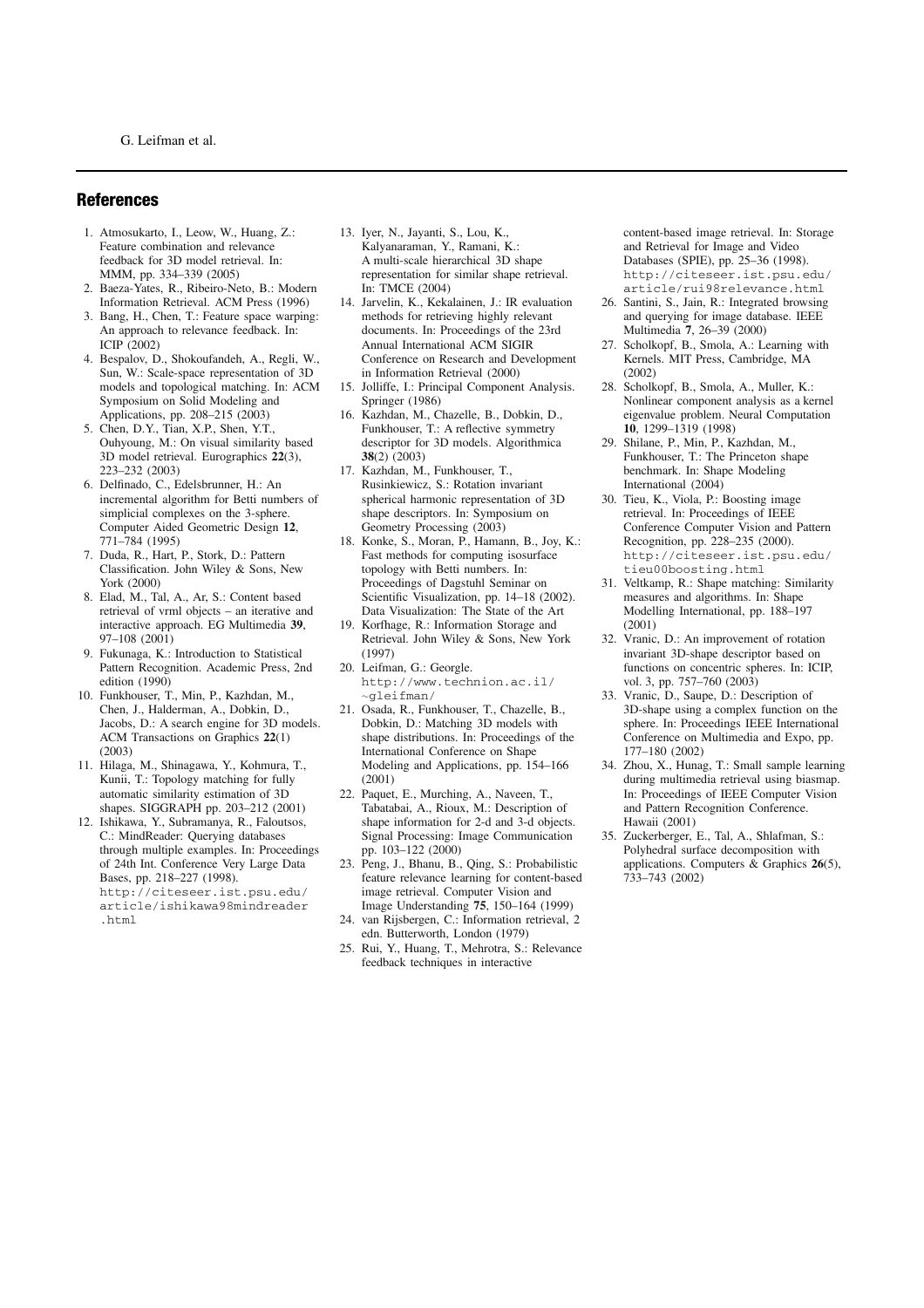## References

1. Atmosukarto, I., Leow, W., Huang, Z.: Feature combination and relevance feedback for 3D model retrieval. In: MMM, pp. 334–339 (2005)
2. Baeza-Yates, R., Ribeiro-Neto, B.: Modern Information Retrieval. ACM Press (1996)
3. Bang, H., Chen, T.: Feature space warping: An approach to relevance feedback. In: ICIP (2002)
4. Bespalov, D., Shokoufandeh, A., Regli, W., Sun, W.: Scale-space representation of 3D models and topological matching. In: ACM Symposium on Solid Modeling and Applications, pp. 208–215 (2003)
5. Chen, D.Y., Tian, X.P., Shen, Y.T., Ouhyoung, M.: On visual similarity based 3D model retrieval. Eurographics **22**(3), 223–232 (2003)
6. Delfinado, C., Edelsbrunner, H.: An incremental algorithm for Betti numbers of simplicial complexes on the 3-sphere. Computer Aided Geometric Design **12**, 771–784 (1995)
7. Duda, R., Hart, P., Stork, D.: Pattern Classification. John Wiley & Sons, New York (2000)
8. Elad, M., Tal, A., Ar, S.: Content based retrieval of vrml objects – an iterative and interactive approach. EG Multimedia **39**, 97–108 (2001)
9. Fukunaga, K.: Introduction to Statistical Pattern Recognition. Academic Press, 2nd edition (1990)
10. Funkhouser, T., Min, P., Kazhdan, M., Chen, J., Halderman, A., Dobkin, D., Jacobs, D.: A search engine for 3D models. ACM Transactions on Graphics **22**(1) (2003)
11. Hilaga, M., Shinagawa, Y., Kohmura, T., Kunii, T.: Topology matching for fully automatic similarity estimation of 3D shapes. SIGGRAPH pp. 203–212 (2001)
12. Ishikawa, Y., Subramanya, R., Faloutsos, C.: MindReader: Querying databases through multiple examples. In: Proceedings of 24th Int. Conference Very Large Data Bases, pp. 218–227 (1998). `http://citeseer.ist.psu.edu/article/ishikawa98mindreader.html`
13. Iyer, N., Jayanti, S., Lou, K., Kalyanaraman, Y., Ramani, K.: A multi-scale hierarchical 3D shape representation for similar shape retrieval. In: TMCE (2004)
14. Jarvelin, K., Kekalainen, J.: IR evaluation methods for retrieving highly relevant documents. In: Proceedings of the 23rd Annual International ACM SIGIR Conference on Research and Development in Information Retrieval (2000)
15. Jolliffe, I.: Principal Component Analysis. Springer (1986)
16. Kazhdan, M., Chazelle, B., Dobkin, D., Funkhouser, T.: A reflective symmetry descriptor for 3D models. Algorithmica **38**(2) (2003)
17. Kazhdan, M., Funkhouser, T., Rusinkiewicz, S.: Rotation invariant spherical harmonic representation of 3D shape descriptors. In: Symposium on Geometry Processing (2003)
18. Konke, S., Moran, P., Hamann, B., Joy, K.: Fast methods for computing isosurface topology with Betti numbers. In: Proceedings of Dagstuhl Seminar on Scientific Visualization, pp. 14–18 (2002). Data Visualization: The State of the Art
19. Korfhage, R.: Information Storage and Retrieval. John Wiley & Sons, New York (1997)
20. Leifman, G.: Georgle. `http://www.technion.ac.il/~gleifman/`
21. Osada, R., Funkhouser, T., Chazelle, B., Dobkin, D.: Matching 3D models with shape distributions. In: Proceedings of the International Conference on Shape Modeling and Applications, pp. 154–166 (2001)
22. Paquet, E., Murching, A., Naveen, T., Tabatabai, A., Rioux, M.: Description of shape information for 2-d and 3-d objects. Signal Processing: Image Communication pp. 103–122 (2000)
23. Peng, J., Bhanu, B., Qing, S.: Probabilistic feature relevance learning for content-based image retrieval. Computer Vision and Image Understanding **75**, 150–164 (1999)
24. van Rijsbergen, C.: Information retrieval, 2 edn. Butterworth, London (1979)
25. Rui, Y., Huang, T., Mehrotra, S.: Relevance feedback techniques in interactive content-based image retrieval. In: Storage and Retrieval for Image and Video Databases (SPIE), pp. 25–36 (1998). `http://citeseer.ist.psu.edu/article/rui98relevance.html`
26. Santini, S., Jain, R.: Integrated browsing and querying for image database. IEEE Multimedia **7**, 26–39 (2000)
27. Scholkopf, B., Smola, A.: Learning with Kernels. MIT Press, Cambridge, MA (2002)
28. Scholkopf, B., Smola, A., Muller, K.: Nonlinear component analysis as a kernel eigenvalue problem. Neural Computation **10**, 1299–1319 (1998)
29. Shilane, P., Min, P., Kazhdan, M., Funkhouser, T.: The Princeton shape benchmark. In: Shape Modeling International (2004)
30. Tieu, K., Viola, P.: Boosting image retrieval. In: Proceedings of IEEE Conference Computer Vision and Pattern Recognition, pp. 228–235 (2000). `http://citeseer.ist.psu.edu/tieu00boosting.html`
31. Veltkamp, R.: Shape matching: Similarity measures and algorithms. In: Shape Modelling International, pp. 188–197 (2001)
32. Vranic, D.: An improvement of rotation invariant 3D-shape descriptor based on functions on concentric spheres. In: ICIP, vol. 3, pp. 757–760 (2003)
33. Vranic, D., Saupe, D.: Description of 3D-shape using a complex function on the sphere. In: Proceedings IEEE International Conference on Multimedia and Expo, pp. 177–180 (2002)
34. Zhou, X., Hunag, T.: Small sample learning during multimedia retrieval using biasmap. In: Proceedings of IEEE Computer Vision and Pattern Recognition Conference. Hawaii (2001)
35. Zuckerberger, E., Tal, A., Shlafman, S.: Polyhedral surface decomposition with applications. Computers & Graphics **26**(5), 733–743 (2002)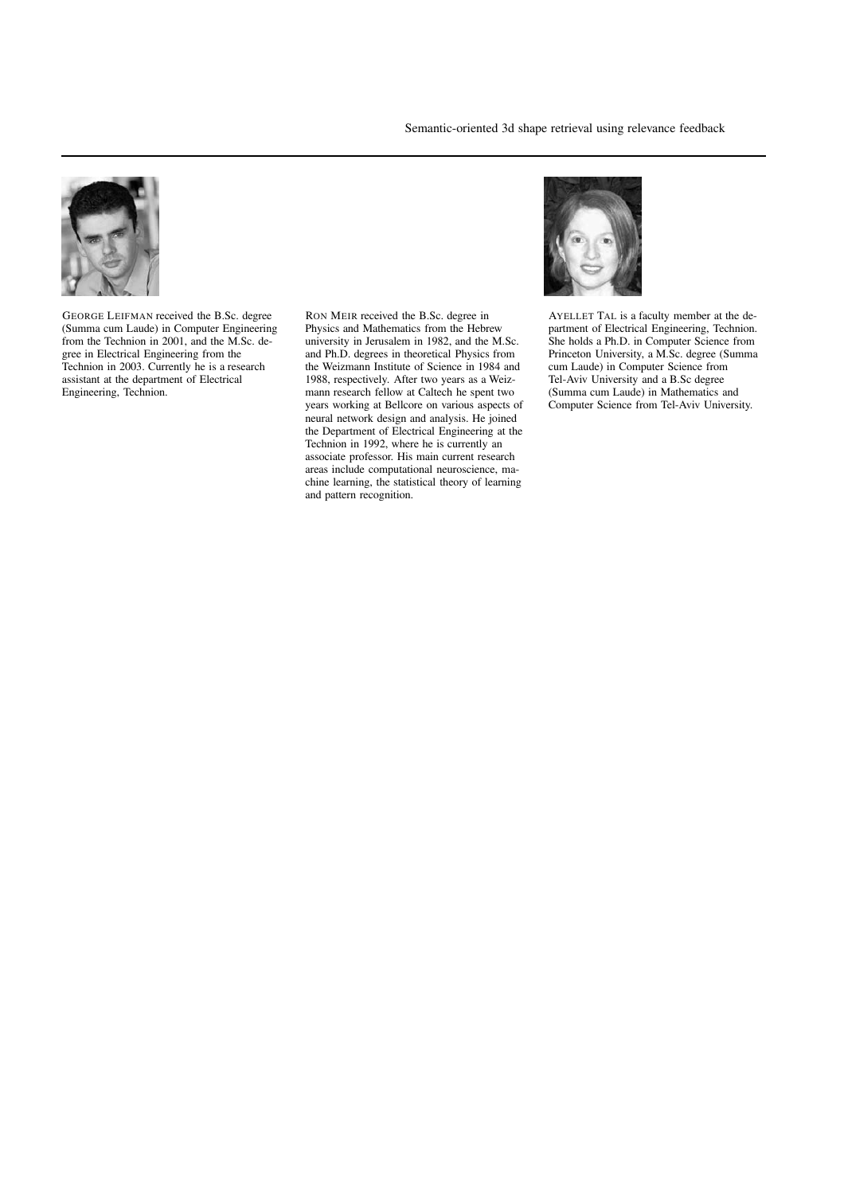GEORGE LEIFMAN received the B.Sc. degree (Summa cum Laude) in Computer Engineering from the Technion in 2001, and the M.Sc. degree in Electrical Engineering from the Technion in 2003. Currently he is a research assistant at the department of Electrical Engineering, Technion.

RON MEIR received the B.Sc. degree in Physics and Mathematics from the Hebrew university in Jerusalem in 1982, and the M.Sc. and Ph.D. degrees in theoretical Physics from the Weizmann Institute of Science in 1984 and 1988, respectively. After two years as a Weizmann research fellow at Caltech he spent two years working at Bellcore on various aspects of neural network design and analysis. He joined the Department of Electrical Engineering at the Technion in 1992, where he is currently an associate professor. His main current research areas include computational neuroscience, machine learning, the statistical theory of learning and pattern recognition.

AYELLET TAL is a faculty member at the department of Electrical Engineering, Technion. She holds a Ph.D. in Computer Science from Princeton University, a M.Sc. degree (Summa cum Laude) in Computer Science from Tel-Aviv University and a B.Sc degree (Summa cum Laude) in Mathematics and Computer Science from Tel-Aviv University.